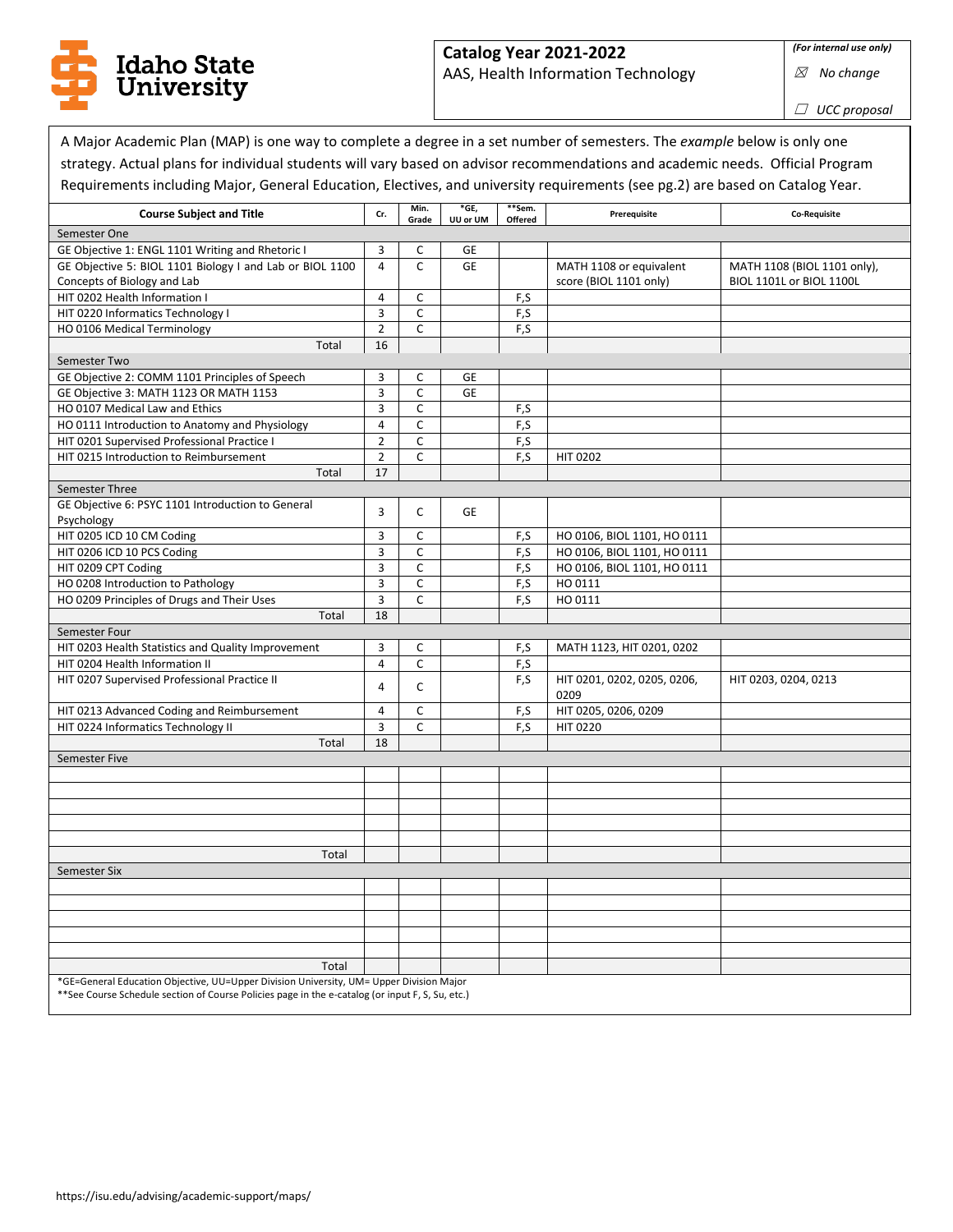# Idaho State University

**Catalog Year 2021-2022**
AAS, Health Information Technology

*(For internal use only)*
☒ *No change*
☐ *UCC proposal*

A Major Academic Plan (MAP) is one way to complete a degree in a set number of semesters. The *example* below is only one strategy. Actual plans for individual students will vary based on advisor recommendations and academic needs. Official Program Requirements including Major, General Education, Electives, and university requirements (see pg.2) are based on Catalog Year.

| Course Subject and Title | Cr. | Min. Grade | *GE, UU or UM | **Sem. Offered | Prerequisite | Co-Requisite |
|---|---|---|---|---|---|---|
| Semester One | | | | | | |
| GE Objective 1: ENGL 1101 Writing and Rhetoric I | 3 | C | GE | | | |
| GE Objective 5: BIOL 1101 Biology I and Lab or BIOL 1100 Concepts of Biology and Lab | 4 | C | GE | | MATH 1108 or equivalent score (BIOL 1101 only) | MATH 1108 (BIOL 1101 only), BIOL 1101L or BIOL 1100L |
| HIT 0202 Health Information I | 4 | C | | F,S | | |
| HIT 0220 Informatics Technology I | 3 | C | | F,S | | |
| HO 0106 Medical Terminology | 2 | C | | F,S | | |
| Total | 16 | | | | | |
| Semester Two | | | | | | |
| GE Objective 2: COMM 1101 Principles of Speech | 3 | C | GE | | | |
| GE Objective 3: MATH 1123 OR MATH 1153 | 3 | C | GE | | | |
| HO 0107 Medical Law and Ethics | 3 | C | | F,S | | |
| HO 0111 Introduction to Anatomy and Physiology | 4 | C | | F,S | | |
| HIT 0201 Supervised Professional Practice I | 2 | C | | F,S | | |
| HIT 0215 Introduction to Reimbursement | 2 | C | | F,S | HIT 0202 | |
| Total | 17 | | | | | |
| Semester Three | | | | | | |
| GE Objective 6: PSYC 1101 Introduction to General Psychology | 3 | C | GE | | | |
| HIT 0205 ICD 10 CM Coding | 3 | C | | F,S | HO 0106, BIOL 1101, HO 0111 | |
| HIT 0206 ICD 10 PCS Coding | 3 | C | | F,S | HO 0106, BIOL 1101, HO 0111 | |
| HIT 0209 CPT Coding | 3 | C | | F,S | HO 0106, BIOL 1101, HO 0111 | |
| HO 0208 Introduction to Pathology | 3 | C | | F,S | HO 0111 | |
| HO 0209 Principles of Drugs and Their Uses | 3 | C | | F,S | HO 0111 | |
| Total | 18 | | | | | |
| Semester Four | | | | | | |
| HIT 0203 Health Statistics and Quality Improvement | 3 | C | | F,S | MATH 1123, HIT 0201, 0202 | |
| HIT 0204 Health Information II | 4 | C | | F,S | | |
| HIT 0207 Supervised Professional Practice II | 4 | C | | F,S | HIT 0201, 0202, 0205, 0206, 0209 | HIT 0203, 0204, 0213 |
| HIT 0213 Advanced Coding and Reimbursement | 4 | C | | F,S | HIT 0205, 0206, 0209 | |
| HIT 0224 Informatics Technology II | 3 | C | | F,S | HIT 0220 | |
| Total | 18 | | | | | |
| Semester Five | | | | | | |
| | | | | | | |
| | | | | | | |
| | | | | | | |
| | | | | | | |
| | | | | | | |
| Total | | | | | | |
| Semester Six | | | | | | |
| | | | | | | |
| | | | | | | |
| | | | | | | |
| | | | | | | |
| | | | | | | |
| Total | | | | | | |

*GE=General Education Objective, UU=Upper Division University, UM= Upper Division Major
**See Course Schedule section of Course Policies page in the e-catalog (or input F, S, Su, etc.)

https://isu.edu/advising/academic-support/maps/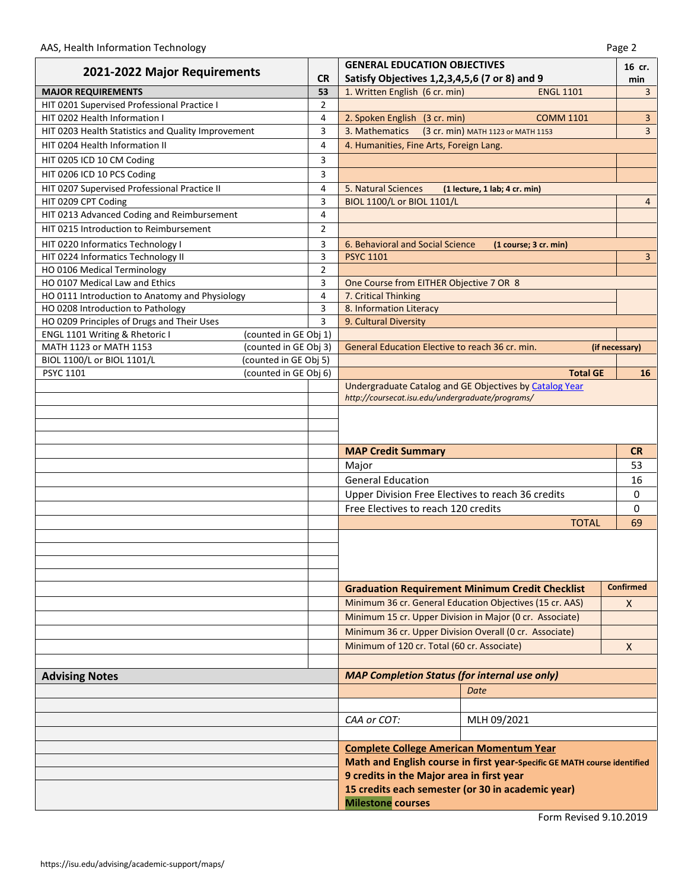| 2021-2022 Major Requirements | CR |
|---|---|
| **MAJOR REQUIREMENTS** | **53** |
| HIT 0201 Supervised Professional Practice I | 2 |
| HIT 0202 Health Information I | 4 |
| HIT 0203 Health Statistics and Quality Improvement | 3 |
| HIT 0204 Health Information II | 4 |
| HIT 0205 ICD 10 CM Coding | 3 |
| HIT 0206 ICD 10 PCS Coding | 3 |
| HIT 0207 Supervised Professional Practice II | 4 |
| HIT 0209 CPT Coding | 3 |
| HIT 0213 Advanced Coding and Reimbursement | 4 |
| HIT 0215 Introduction to Reimbursement | 2 |
| HIT 0220 Informatics Technology I | 3 |
| HIT 0224 Informatics Technology II | 3 |
| HO 0106 Medical Terminology | 2 |
| HO 0107 Medical Law and Ethics | 3 |
| HO 0111 Introduction to Anatomy and Physiology | 4 |
| HO 0208 Introduction to Pathology | 3 |
| HO 0209 Principles of Drugs and Their Uses | 3 |
| ENGL 1101 Writing & Rhetoric I (counted in GE Obj 1) | |
| MATH 1123 or MATH 1153 (counted in GE Obj 3) | |
| BIOL 1100/L or BIOL 1101/L (counted in GE Obj 5) | |
| PSYC 1101 (counted in GE Obj 6) | |

| GENERAL EDUCATION OBJECTIVES<br>Satisfy Objectives 1,2,3,4,5,6 (7 or 8) and 9 | | 16 cr. min |
|---|---|---|
| 1. Written English (6 cr. min) | ENGL 1101 | 3 |
| | | |
| 2. Spoken English (3 cr. min) | COMM 1101 | 3 |
| 3. Mathematics (3 cr. min) | MATH 1123 or MATH 1153 | 3 |
| 4. Humanities, Fine Arts, Foreign Lang. | | |
| | | |
| | | |
| 5. Natural Sciences (1 lecture, 1 lab; 4 cr. min) | | |
| BIOL 1100/L or BIOL 1101/L | | 4 |
| | | |
| | | |
| 6. Behavioral and Social Science (1 course; 3 cr. min) | | |
| PSYC 1101 | | 3 |
| | | |
| One Course from EITHER Objective 7 OR 8 | | |
| 7. Critical Thinking | | |
| 8. Information Literacy | | |
| 9. Cultural Diversity | | |
| | | |
| General Education Elective to reach 36 cr. min. | | (if necessary) |
| | | |
| **Total GE** | | **16** |

Undergraduate Catalog and GE Objectives by Catalog Year
*http://coursecat.isu.edu/undergraduate/programs/*

| MAP Credit Summary | CR |
|---|---|
| Major | 53 |
| General Education | 16 |
| Upper Division Free Electives to reach 36 credits | 0 |
| Free Electives to reach 120 credits | 0 |
| TOTAL | 69 |

| Graduation Requirement Minimum Credit Checklist | Confirmed |
|---|---|
| Minimum 36 cr. General Education Objectives (15 cr. AAS) | X |
| Minimum 15 cr. Upper Division in Major (0 cr. Associate) | |
| Minimum 36 cr. Upper Division Overall (0 cr. Associate) | |
| Minimum of 120 cr. Total (60 cr. Associate) | X |

## Advising Notes

| *MAP Completion Status (for internal use only)* | |
|---|---|
| | *Date* |
| | |
| *CAA or COT:* | MLH 09/2021 |

**Complete College American Momentum Year**
**Math and English course in first year-Specific GE MATH course identified**
**9 credits in the Major area in first year**
**15 credits each semester (or 30 in academic year)**
**Milestone courses**

Form Revised 9.10.2019

https://isu.edu/advising/academic-support/maps/